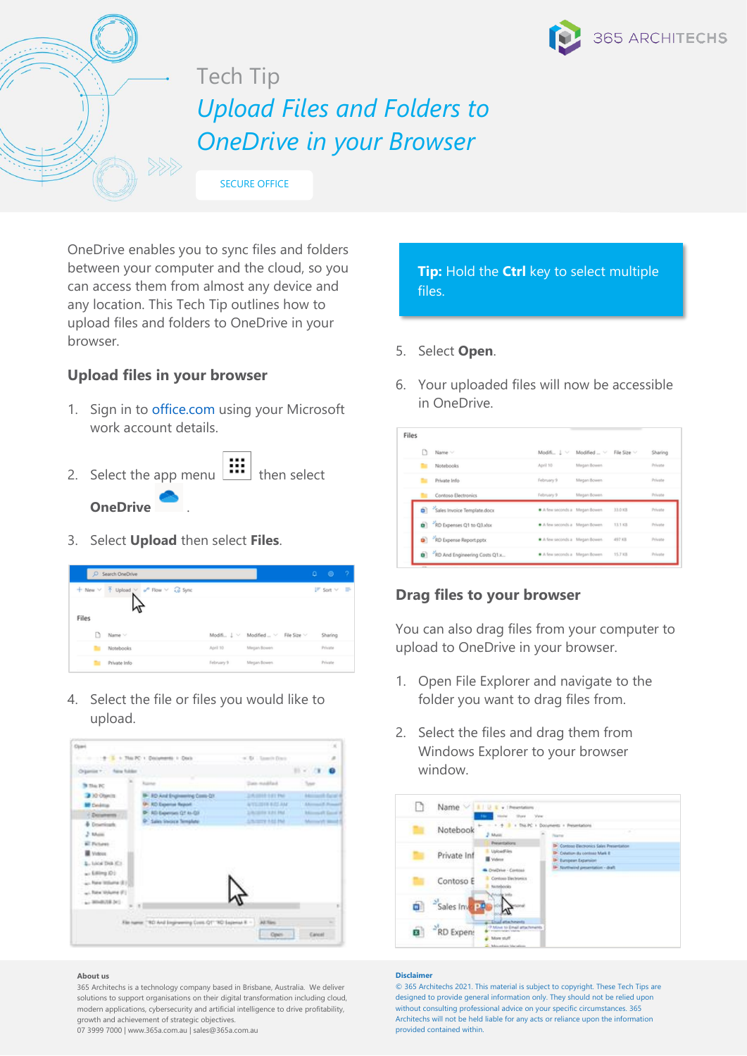# Tech Tip

## *Upload Files and Folders to OneDrive in your Browser*

SECURE OFFICE

OneDrive enables you to sync files and folders between your computer and the cloud, so you can access them from almost any device and any location. This Tech Tip outlines how to upload files and folders to OneDrive in your browser.

### Upload files in your browser

1. Sign in to office.com using your Microsoft work account details.
2. Select the app menu then select **OneDrive**.
3. Select **Upload** then select **Files**.
4. Select the file or files you would like to upload.

**Tip:** Hold the **Ctrl** key to select multiple files.

5. Select **Open**.
6. Your uploaded files will now be accessible in OneDrive.

### Drag files to your browser

You can also drag files from your computer to upload to OneDrive in your browser.

1. Open File Explorer and navigate to the folder you want to drag files from.
2. Select the files and drag them from Windows Explorer to your browser window.

**About us**

365 Architechs is a technology company based in Brisbane, Australia. We deliver solutions to support organisations on their digital transformation including cloud, modern applications, cybersecurity and artificial intelligence to drive profitability, growth and achievement of strategic objectives.
07 3999 7000 | www.365a.com.au | sales@365a.com.au

**Disclaimer**

© 365 Architechs 2021. This material is subject to copyright. These Tech Tips are designed to provide general information only. They should not be relied upon without consulting professional advice on your specific circumstances. 365 Architechs will not be held liable for any acts or reliance upon the information provided contained within.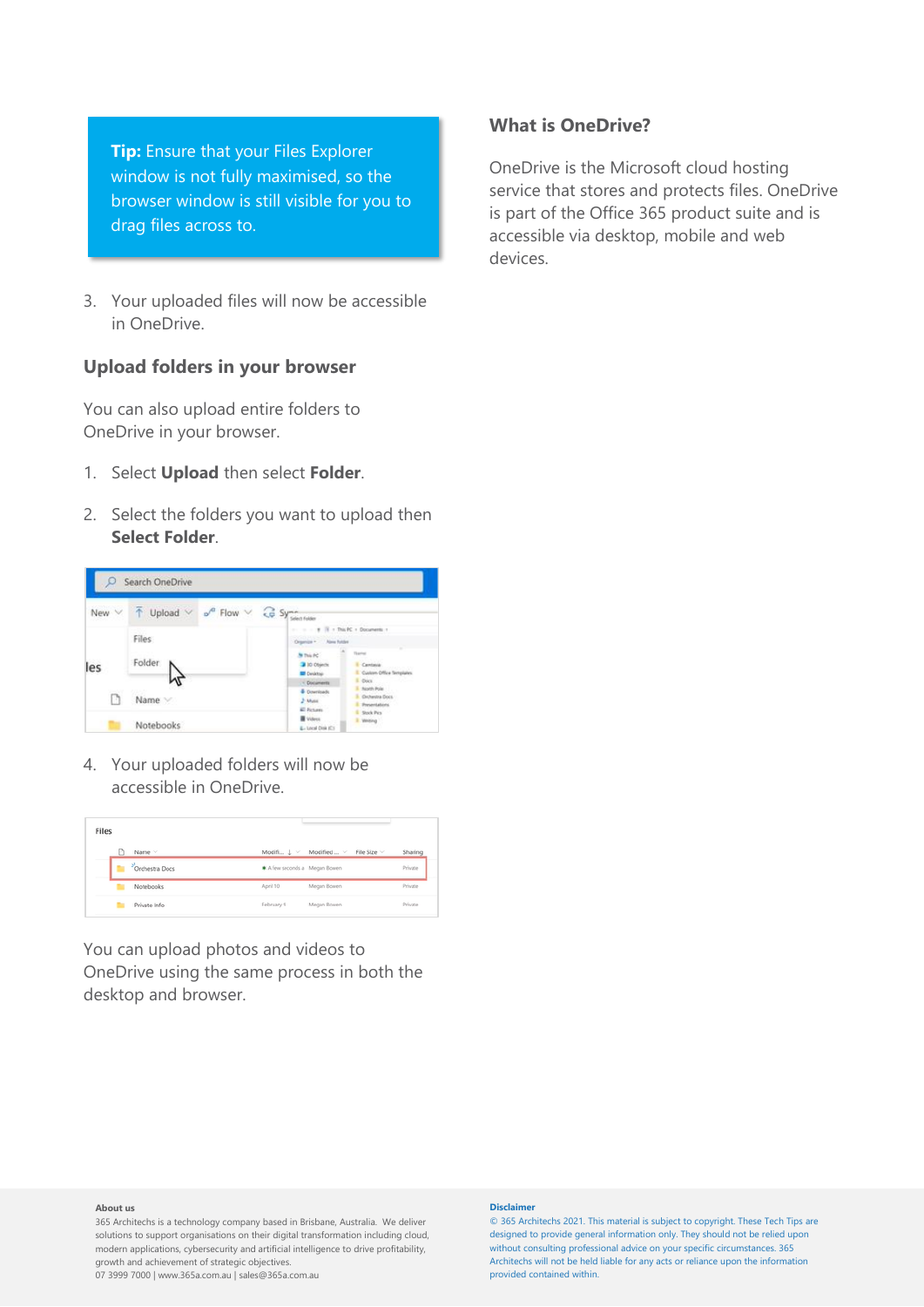**Tip:** Ensure that your Files Explorer window is not fully maximised, so the browser window is still visible for you to drag files across to.

3. Your uploaded files will now be accessible in OneDrive.

## Upload folders in your browser

You can also upload entire folders to OneDrive in your browser.

1. Select **Upload** then select **Folder**.
2. Select the folders you want to upload then **Select Folder**.

4. Your uploaded folders will now be accessible in OneDrive.

You can upload photos and videos to OneDrive using the same process in both the desktop and browser.

## What is OneDrive?

OneDrive is the Microsoft cloud hosting service that stores and protects files. OneDrive is part of the Office 365 product suite and is accessible via desktop, mobile and web devices.

**About us**

365 Architechs is a technology company based in Brisbane, Australia. We deliver solutions to support organisations on their digital transformation including cloud, modern applications, cybersecurity and artificial intelligence to drive profitability, growth and achievement of strategic objectives.
07 3999 7000 | www.365a.com.au | sales@365a.com.au

**Disclaimer**

© 365 Architechs 2021. This material is subject to copyright. These Tech Tips are designed to provide general information only. They should not be relied upon without consulting professional advice on your specific circumstances. 365 Architechs will not be held liable for any acts or reliance upon the information provided contained within.